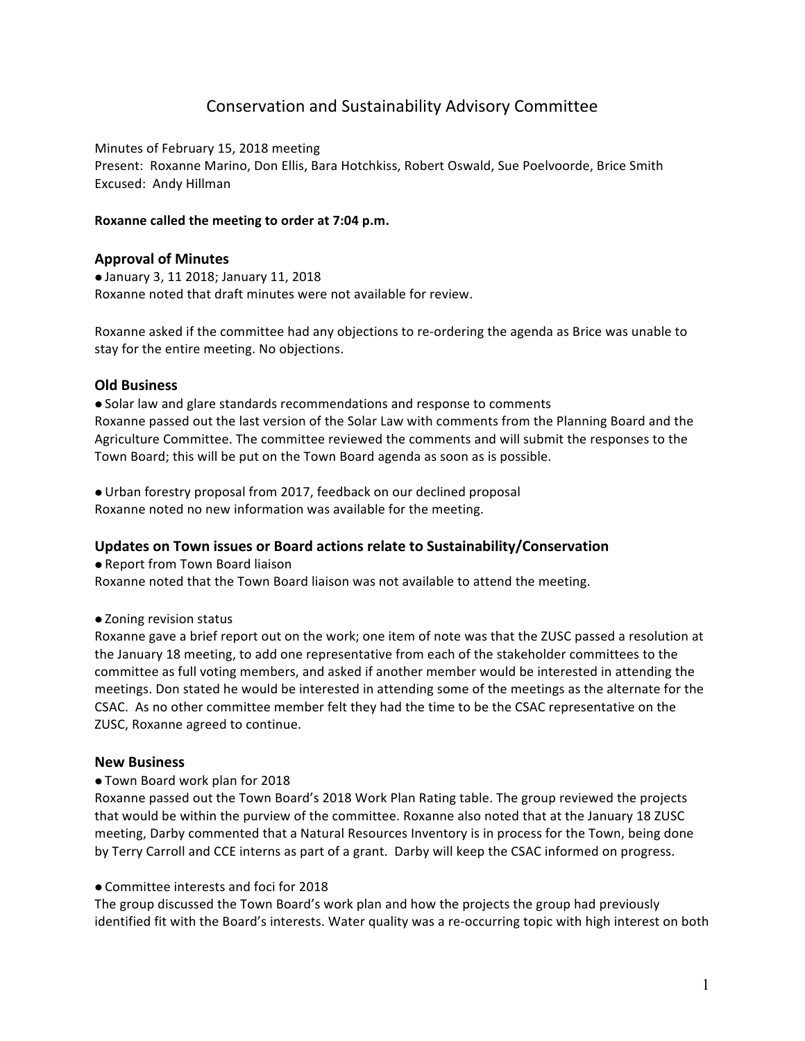# Conservation and Sustainability Advisory Committee

Minutes of February 15, 2018 meeting
Present: Roxanne Marino, Don Ellis, Bara Hotchkiss, Robert Oswald, Sue Poelvoorde, Brice Smith
Excused: Andy Hillman

**Roxanne called the meeting to order at 7:04 p.m.**

### Approval of Minutes

- January 3, 11 2018; January 11, 2018

Roxanne noted that draft minutes were not available for review.

Roxanne asked if the committee had any objections to re-ordering the agenda as Brice was unable to stay for the entire meeting. No objections.

### Old Business

- Solar law and glare standards recommendations and response to comments

Roxanne passed out the last version of the Solar Law with comments from the Planning Board and the Agriculture Committee. The committee reviewed the comments and will submit the responses to the Town Board; this will be put on the Town Board agenda as soon as is possible.

- Urban forestry proposal from 2017, feedback on our declined proposal

Roxanne noted no new information was available for the meeting.

### Updates on Town issues or Board actions relate to Sustainability/Conservation

- Report from Town Board liaison

Roxanne noted that the Town Board liaison was not available to attend the meeting.

- Zoning revision status

Roxanne gave a brief report out on the work; one item of note was that the ZUSC passed a resolution at the January 18 meeting, to add one representative from each of the stakeholder committees to the committee as full voting members, and asked if another member would be interested in attending the meetings. Don stated he would be interested in attending some of the meetings as the alternate for the CSAC. As no other committee member felt they had the time to be the CSAC representative on the ZUSC, Roxanne agreed to continue.

### New Business

- Town Board work plan for 2018

Roxanne passed out the Town Board's 2018 Work Plan Rating table. The group reviewed the projects that would be within the purview of the committee. Roxanne also noted that at the January 18 ZUSC meeting, Darby commented that a Natural Resources Inventory is in process for the Town, being done by Terry Carroll and CCE interns as part of a grant. Darby will keep the CSAC informed on progress.

- Committee interests and foci for 2018

The group discussed the Town Board's work plan and how the projects the group had previously identified fit with the Board's interests. Water quality was a re-occurring topic with high interest on both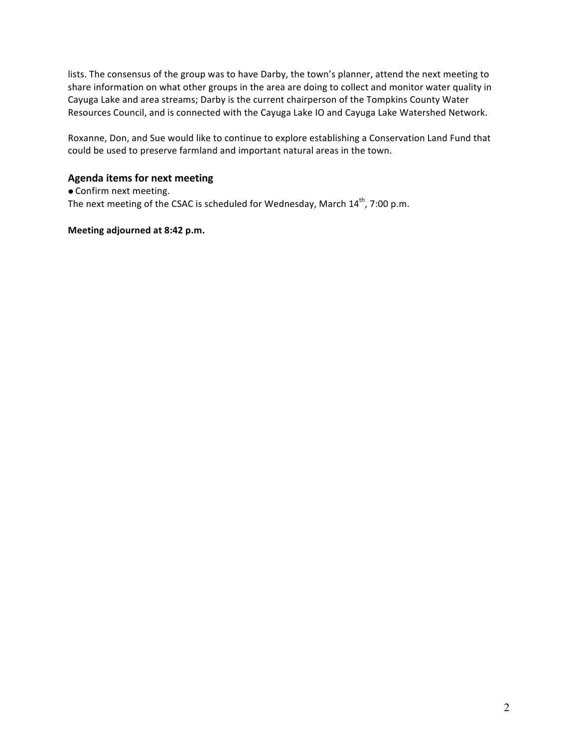lists. The consensus of the group was to have Darby, the town's planner, attend the next meeting to share information on what other groups in the area are doing to collect and monitor water quality in Cayuga Lake and area streams; Darby is the current chairperson of the Tompkins County Water Resources Council, and is connected with the Cayuga Lake IO and Cayuga Lake Watershed Network.

Roxanne, Don, and Sue would like to continue to explore establishing a Conservation Land Fund that could be used to preserve farmland and important natural areas in the town.

## Agenda items for next meeting

- Confirm next meeting.

The next meeting of the CSAC is scheduled for Wednesday, March 14th, 7:00 p.m.

**Meeting adjourned at 8:42 p.m.**